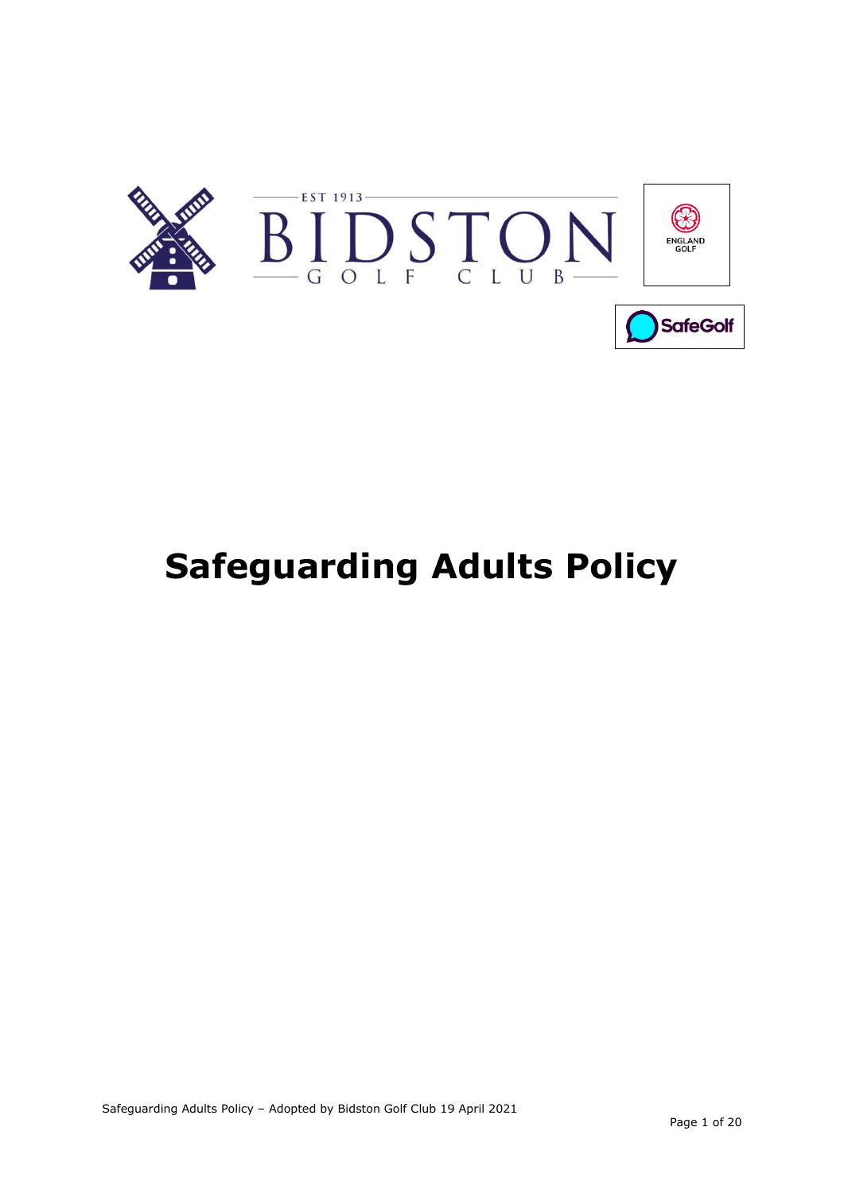EST 1913

BIDSTON

GOLF CLUB

ENGLAND GOLF

SafeGolf

# Safeguarding Adults Policy

Safeguarding Adults Policy – Adopted by Bidston Golf Club 19 April 2021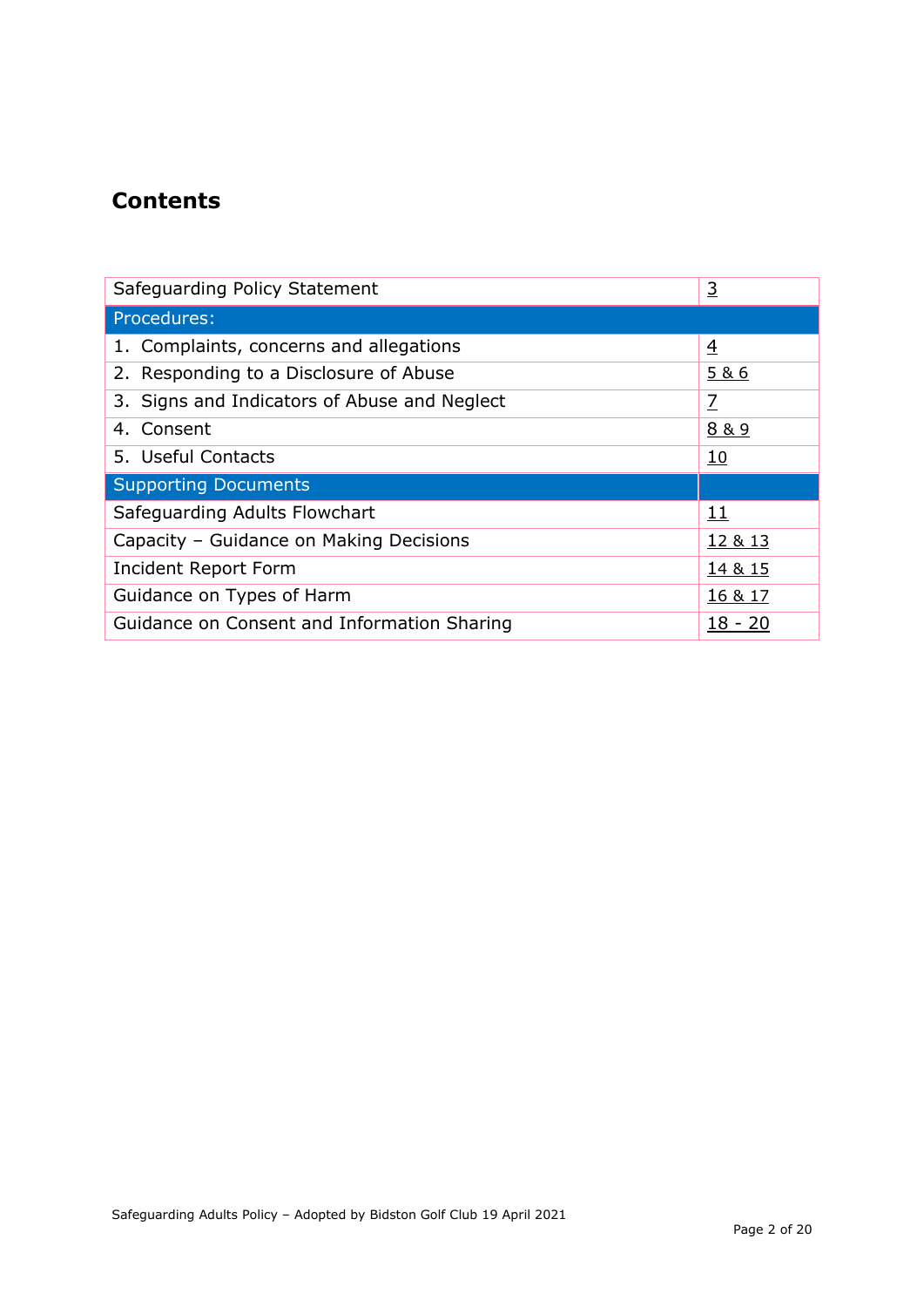## Contents

| | |
|---|---|
| Safeguarding Policy Statement | 3 |
| **Procedures:** | |
| 1. Complaints, concerns and allegations | 4 |
| 2. Responding to a Disclosure of Abuse | 5 & 6 |
| 3. Signs and Indicators of Abuse and Neglect | 7 |
| 4. Consent | 8 & 9 |
| 5. Useful Contacts | 10 |
| **Supporting Documents** | |
| Safeguarding Adults Flowchart | 11 |
| Capacity – Guidance on Making Decisions | 12 & 13 |
| Incident Report Form | 14 & 15 |
| Guidance on Types of Harm | 16 & 17 |
| Guidance on Consent and Information Sharing | 18 - 20 |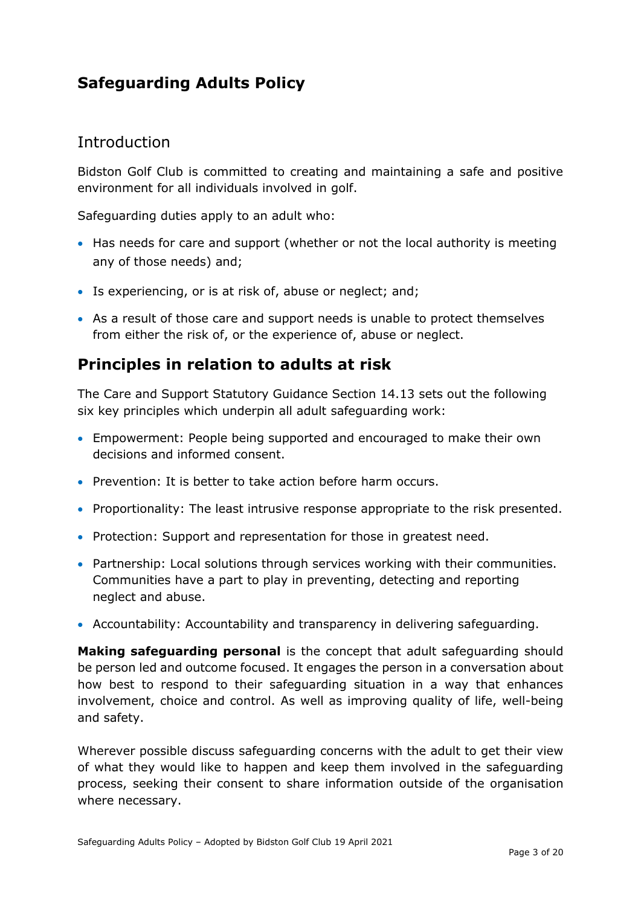## Safeguarding Adults Policy

### Introduction

Bidston Golf Club is committed to creating and maintaining a safe and positive environment for all individuals involved in golf.

Safeguarding duties apply to an adult who:

- Has needs for care and support (whether or not the local authority is meeting any of those needs) and;
- Is experiencing, or is at risk of, abuse or neglect; and;
- As a result of those care and support needs is unable to protect themselves from either the risk of, or the experience of, abuse or neglect.

## Principles in relation to adults at risk

The Care and Support Statutory Guidance Section 14.13 sets out the following six key principles which underpin all adult safeguarding work:

- Empowerment: People being supported and encouraged to make their own decisions and informed consent.
- Prevention: It is better to take action before harm occurs.
- Proportionality: The least intrusive response appropriate to the risk presented.
- Protection: Support and representation for those in greatest need.
- Partnership: Local solutions through services working with their communities. Communities have a part to play in preventing, detecting and reporting neglect and abuse.
- Accountability: Accountability and transparency in delivering safeguarding.

**Making safeguarding personal** is the concept that adult safeguarding should be person led and outcome focused. It engages the person in a conversation about how best to respond to their safeguarding situation in a way that enhances involvement, choice and control. As well as improving quality of life, well-being and safety.

Wherever possible discuss safeguarding concerns with the adult to get their view of what they would like to happen and keep them involved in the safeguarding process, seeking their consent to share information outside of the organisation where necessary.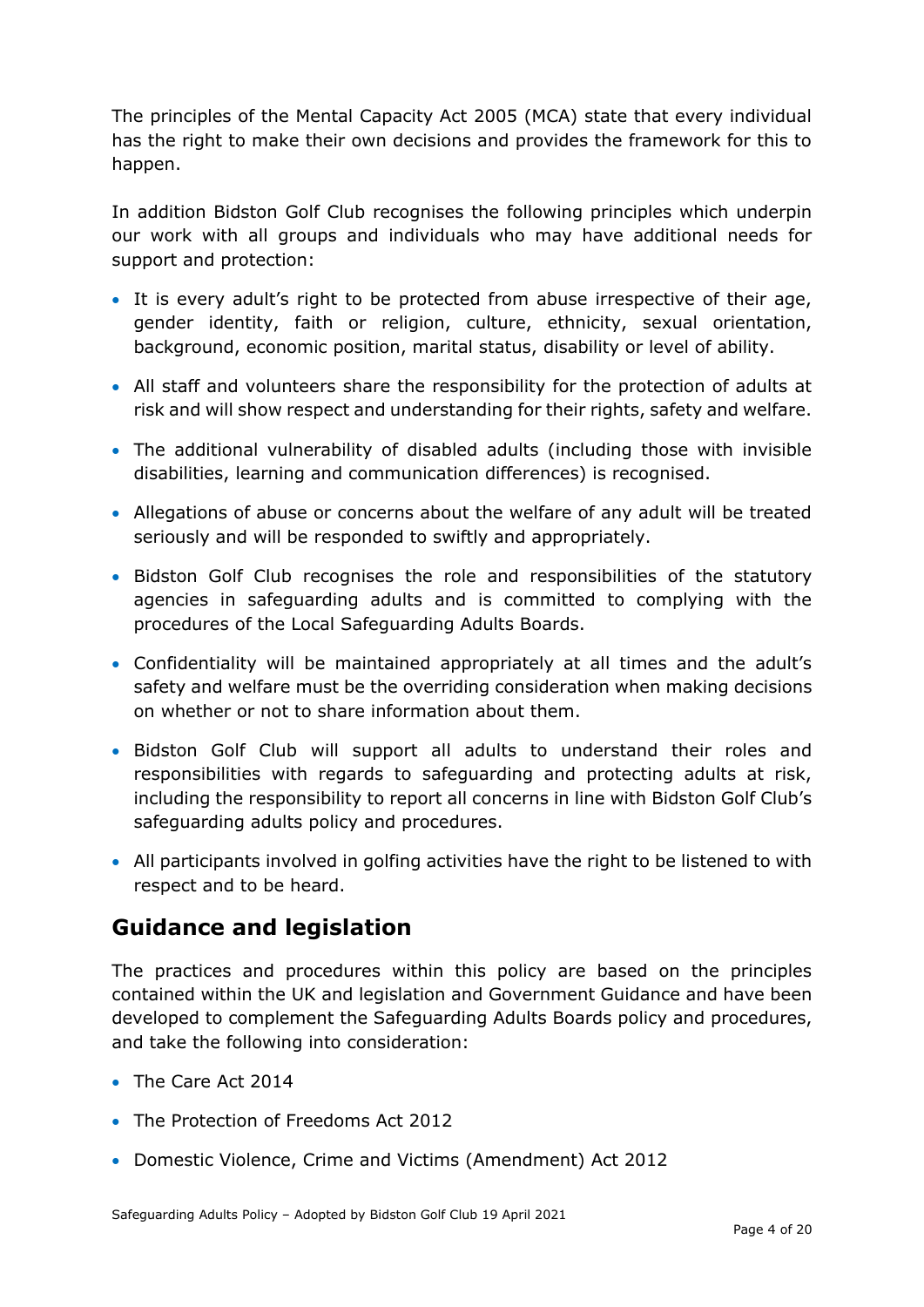The principles of the Mental Capacity Act 2005 (MCA) state that every individual has the right to make their own decisions and provides the framework for this to happen.

In addition Bidston Golf Club recognises the following principles which underpin our work with all groups and individuals who may have additional needs for support and protection:

- It is every adult's right to be protected from abuse irrespective of their age, gender identity, faith or religion, culture, ethnicity, sexual orientation, background, economic position, marital status, disability or level of ability.
- All staff and volunteers share the responsibility for the protection of adults at risk and will show respect and understanding for their rights, safety and welfare.
- The additional vulnerability of disabled adults (including those with invisible disabilities, learning and communication differences) is recognised.
- Allegations of abuse or concerns about the welfare of any adult will be treated seriously and will be responded to swiftly and appropriately.
- Bidston Golf Club recognises the role and responsibilities of the statutory agencies in safeguarding adults and is committed to complying with the procedures of the Local Safeguarding Adults Boards.
- Confidentiality will be maintained appropriately at all times and the adult's safety and welfare must be the overriding consideration when making decisions on whether or not to share information about them.
- Bidston Golf Club will support all adults to understand their roles and responsibilities with regards to safeguarding and protecting adults at risk, including the responsibility to report all concerns in line with Bidston Golf Club's safeguarding adults policy and procedures.
- All participants involved in golfing activities have the right to be listened to with respect and to be heard.

## Guidance and legislation

The practices and procedures within this policy are based on the principles contained within the UK and legislation and Government Guidance and have been developed to complement the Safeguarding Adults Boards policy and procedures, and take the following into consideration:

- The Care Act 2014
- The Protection of Freedoms Act 2012
- Domestic Violence, Crime and Victims (Amendment) Act 2012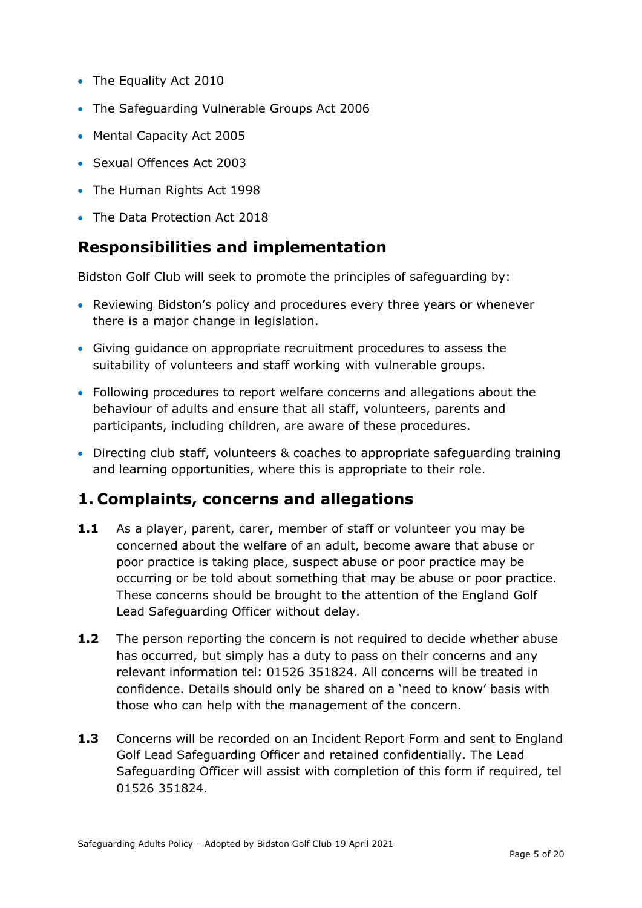- The Equality Act 2010
- The Safeguarding Vulnerable Groups Act 2006
- Mental Capacity Act 2005
- Sexual Offences Act 2003
- The Human Rights Act 1998
- The Data Protection Act 2018

## Responsibilities and implementation

Bidston Golf Club will seek to promote the principles of safeguarding by:

- Reviewing Bidston's policy and procedures every three years or whenever there is a major change in legislation.
- Giving guidance on appropriate recruitment procedures to assess the suitability of volunteers and staff working with vulnerable groups.
- Following procedures to report welfare concerns and allegations about the behaviour of adults and ensure that all staff, volunteers, parents and participants, including children, are aware of these procedures.
- Directing club staff, volunteers & coaches to appropriate safeguarding training and learning opportunities, where this is appropriate to their role.

## 1. Complaints, concerns and allegations

**1.1** As a player, parent, carer, member of staff or volunteer you may be concerned about the welfare of an adult, become aware that abuse or poor practice is taking place, suspect abuse or poor practice may be occurring or be told about something that may be abuse or poor practice. These concerns should be brought to the attention of the England Golf Lead Safeguarding Officer without delay.

**1.2** The person reporting the concern is not required to decide whether abuse has occurred, but simply has a duty to pass on their concerns and any relevant information tel: 01526 351824. All concerns will be treated in confidence. Details should only be shared on a 'need to know' basis with those who can help with the management of the concern.

**1.3** Concerns will be recorded on an Incident Report Form and sent to England Golf Lead Safeguarding Officer and retained confidentially. The Lead Safeguarding Officer will assist with completion of this form if required, tel 01526 351824.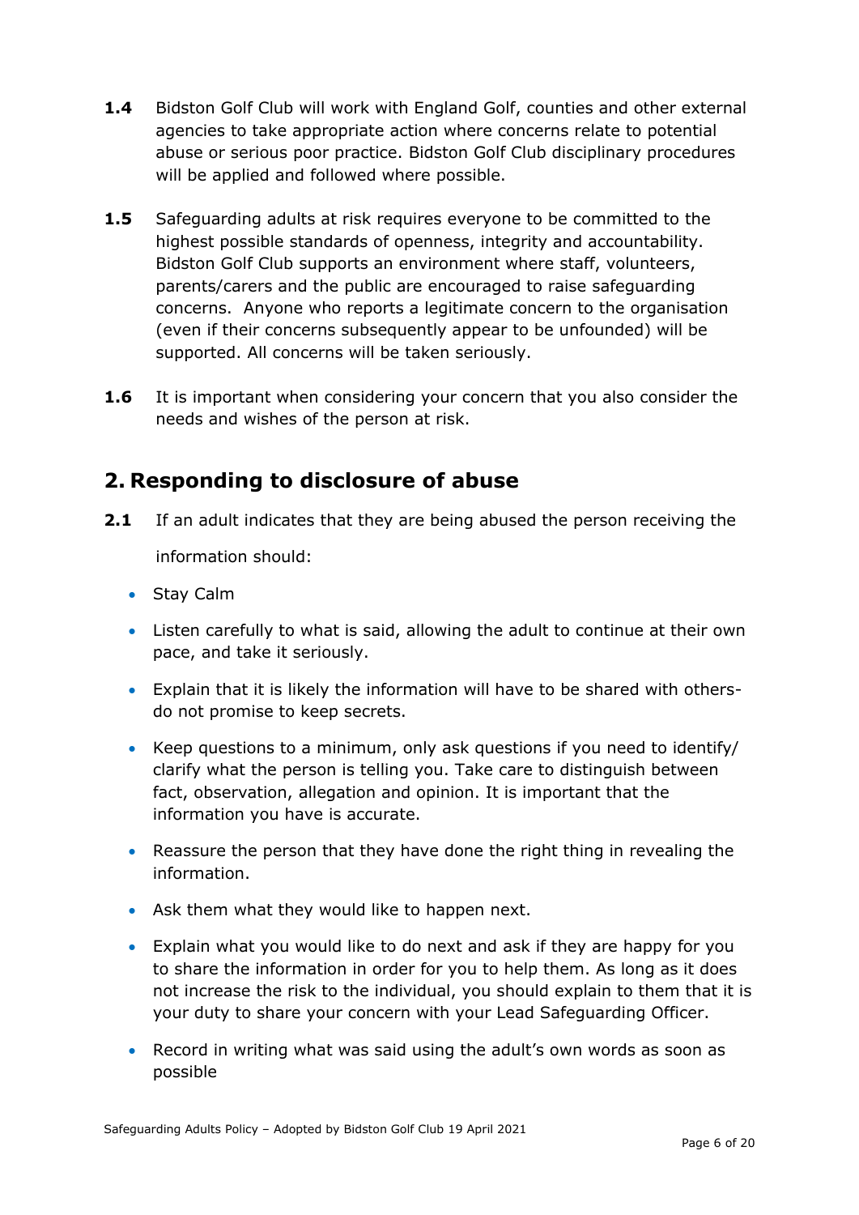**1.4** Bidston Golf Club will work with England Golf, counties and other external agencies to take appropriate action where concerns relate to potential abuse or serious poor practice. Bidston Golf Club disciplinary procedures will be applied and followed where possible.

**1.5** Safeguarding adults at risk requires everyone to be committed to the highest possible standards of openness, integrity and accountability. Bidston Golf Club supports an environment where staff, volunteers, parents/carers and the public are encouraged to raise safeguarding concerns. Anyone who reports a legitimate concern to the organisation (even if their concerns subsequently appear to be unfounded) will be supported. All concerns will be taken seriously.

**1.6** It is important when considering your concern that you also consider the needs and wishes of the person at risk.

## 2. Responding to disclosure of abuse

**2.1** If an adult indicates that they are being abused the person receiving the information should:

- Stay Calm
- Listen carefully to what is said, allowing the adult to continue at their own pace, and take it seriously.
- Explain that it is likely the information will have to be shared with others- do not promise to keep secrets.
- Keep questions to a minimum, only ask questions if you need to identify/ clarify what the person is telling you. Take care to distinguish between fact, observation, allegation and opinion. It is important that the information you have is accurate.
- Reassure the person that they have done the right thing in revealing the information.
- Ask them what they would like to happen next.
- Explain what you would like to do next and ask if they are happy for you to share the information in order for you to help them. As long as it does not increase the risk to the individual, you should explain to them that it is your duty to share your concern with your Lead Safeguarding Officer.
- Record in writing what was said using the adult's own words as soon as possible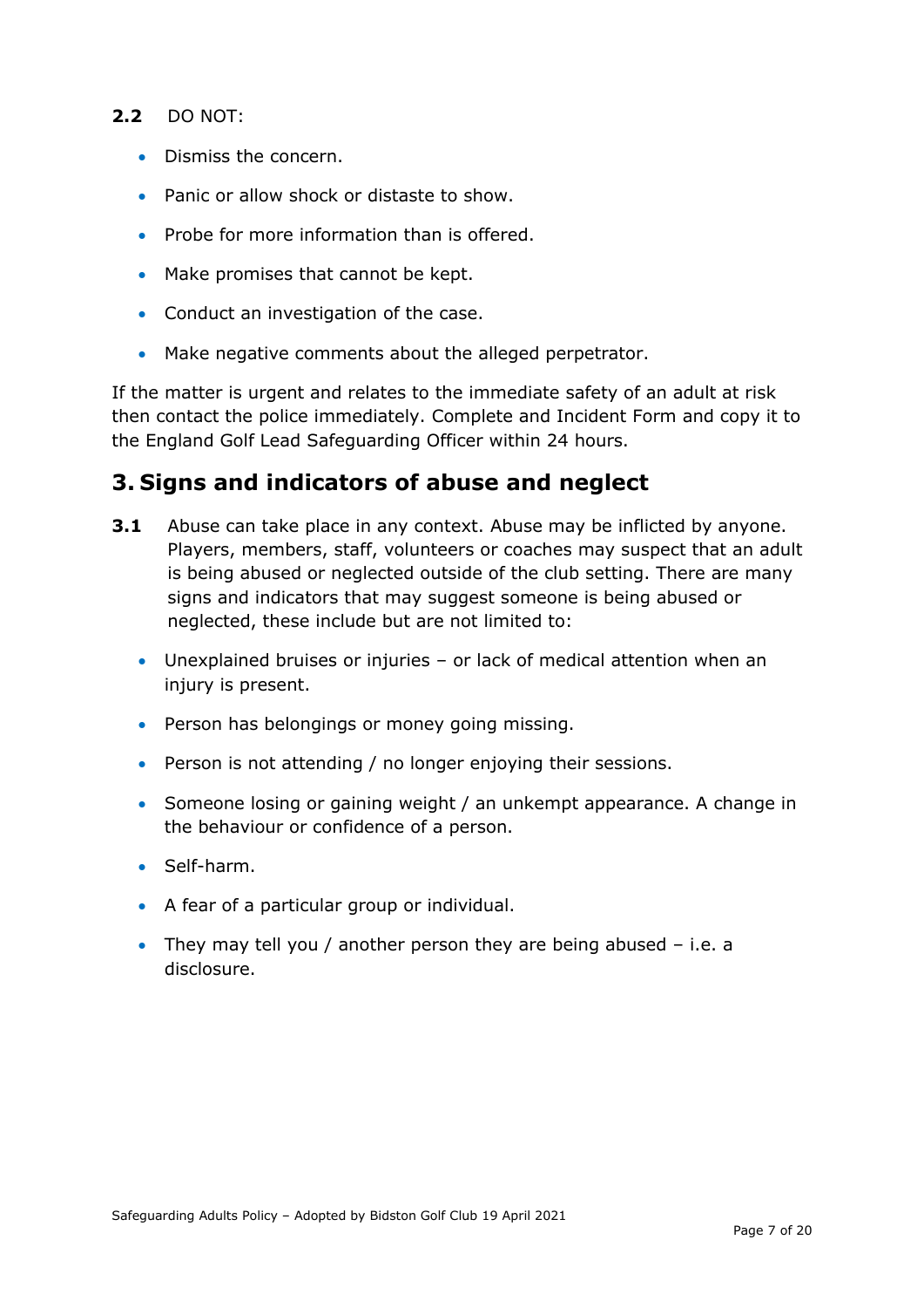**2.2** DO NOT:

- Dismiss the concern.
- Panic or allow shock or distaste to show.
- Probe for more information than is offered.
- Make promises that cannot be kept.
- Conduct an investigation of the case.
- Make negative comments about the alleged perpetrator.

If the matter is urgent and relates to the immediate safety of an adult at risk then contact the police immediately. Complete and Incident Form and copy it to the England Golf Lead Safeguarding Officer within 24 hours.

## 3. Signs and indicators of abuse and neglect

**3.1** Abuse can take place in any context. Abuse may be inflicted by anyone. Players, members, staff, volunteers or coaches may suspect that an adult is being abused or neglected outside of the club setting. There are many signs and indicators that may suggest someone is being abused or neglected, these include but are not limited to:

- Unexplained bruises or injuries – or lack of medical attention when an injury is present.
- Person has belongings or money going missing.
- Person is not attending / no longer enjoying their sessions.
- Someone losing or gaining weight / an unkempt appearance. A change in the behaviour or confidence of a person.
- Self-harm.
- A fear of a particular group or individual.
- They may tell you / another person they are being abused – i.e. a disclosure.

Safeguarding Adults Policy – Adopted by Bidston Golf Club 19 April 2021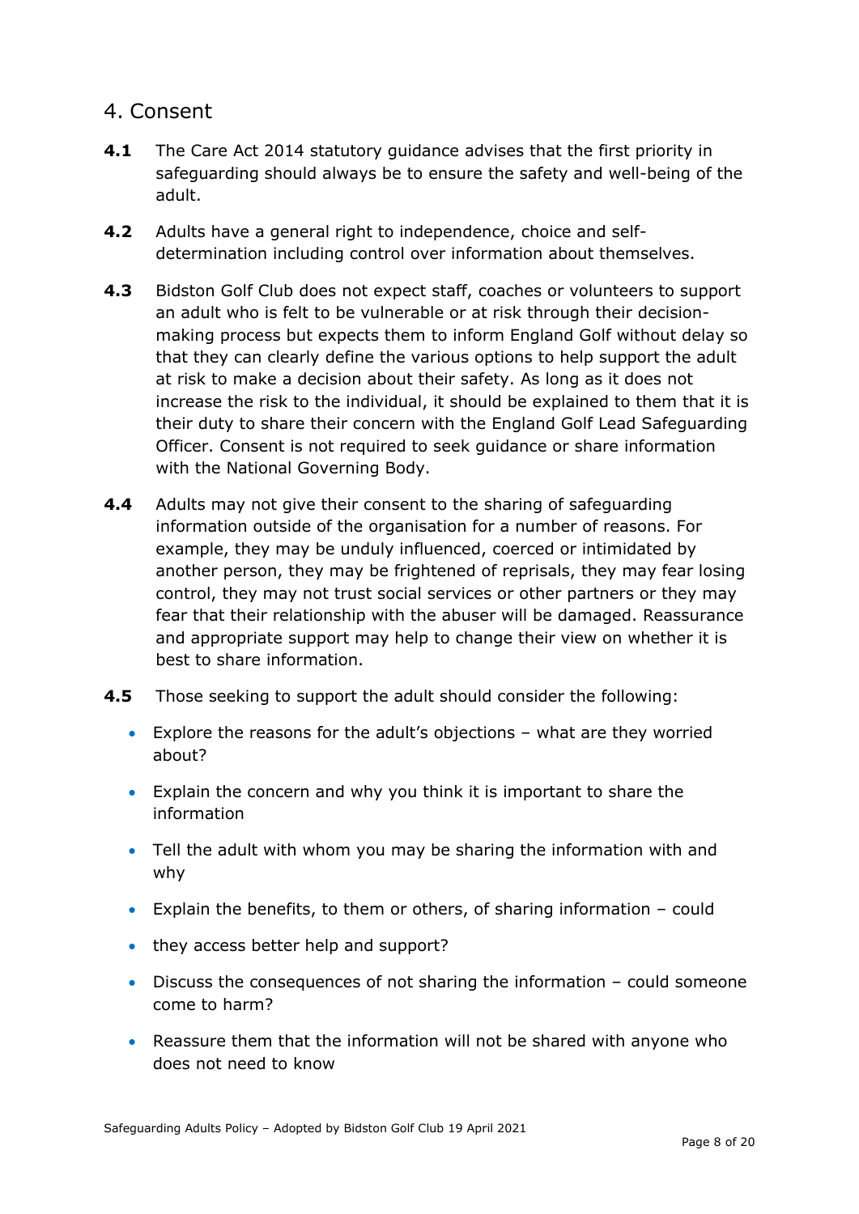## 4. Consent

**4.1** The Care Act 2014 statutory guidance advises that the first priority in safeguarding should always be to ensure the safety and well-being of the adult.

**4.2** Adults have a general right to independence, choice and self-determination including control over information about themselves.

**4.3** Bidston Golf Club does not expect staff, coaches or volunteers to support an adult who is felt to be vulnerable or at risk through their decision-making process but expects them to inform England Golf without delay so that they can clearly define the various options to help support the adult at risk to make a decision about their safety. As long as it does not increase the risk to the individual, it should be explained to them that it is their duty to share their concern with the England Golf Lead Safeguarding Officer. Consent is not required to seek guidance or share information with the National Governing Body.

**4.4** Adults may not give their consent to the sharing of safeguarding information outside of the organisation for a number of reasons. For example, they may be unduly influenced, coerced or intimidated by another person, they may be frightened of reprisals, they may fear losing control, they may not trust social services or other partners or they may fear that their relationship with the abuser will be damaged. Reassurance and appropriate support may help to change their view on whether it is best to share information.

**4.5** Those seeking to support the adult should consider the following:

- Explore the reasons for the adult's objections – what are they worried about?
- Explain the concern and why you think it is important to share the information
- Tell the adult with whom you may be sharing the information with and why
- Explain the benefits, to them or others, of sharing information – could
- they access better help and support?
- Discuss the consequences of not sharing the information – could someone come to harm?
- Reassure them that the information will not be shared with anyone who does not need to know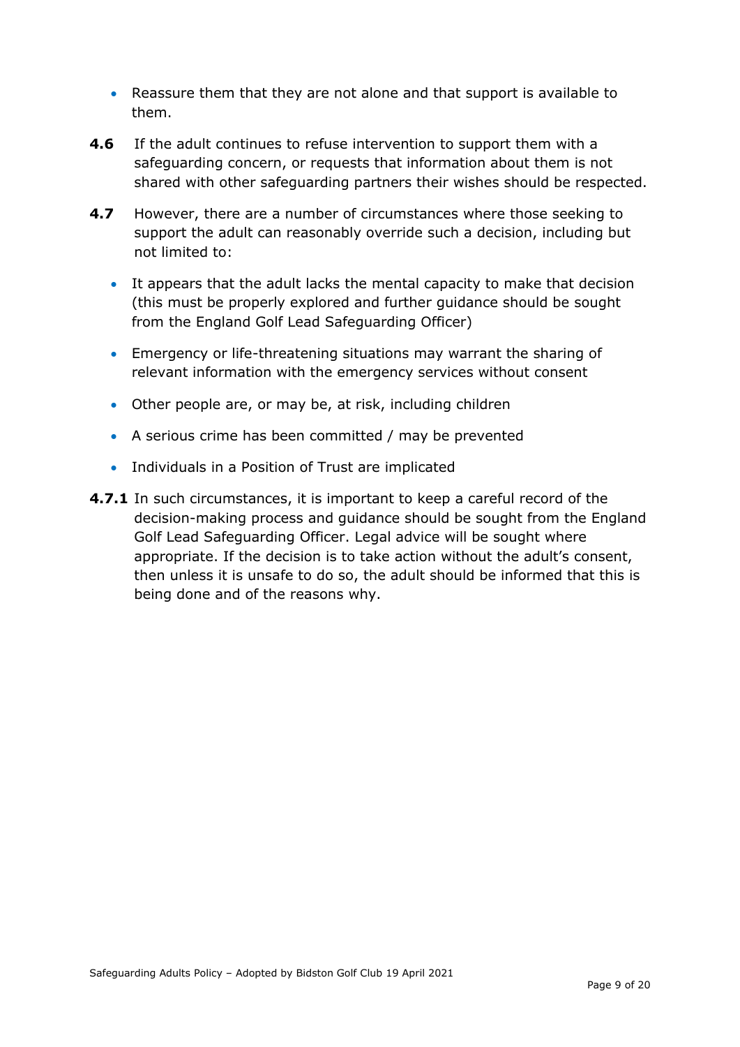- Reassure them that they are not alone and that support is available to them.

**4.6** If the adult continues to refuse intervention to support them with a safeguarding concern, or requests that information about them is not shared with other safeguarding partners their wishes should be respected.

**4.7** However, there are a number of circumstances where those seeking to support the adult can reasonably override such a decision, including but not limited to:

- It appears that the adult lacks the mental capacity to make that decision (this must be properly explored and further guidance should be sought from the England Golf Lead Safeguarding Officer)
- Emergency or life-threatening situations may warrant the sharing of relevant information with the emergency services without consent
- Other people are, or may be, at risk, including children
- A serious crime has been committed / may be prevented
- Individuals in a Position of Trust are implicated

**4.7.1** In such circumstances, it is important to keep a careful record of the decision-making process and guidance should be sought from the England Golf Lead Safeguarding Officer. Legal advice will be sought where appropriate. If the decision is to take action without the adult's consent, then unless it is unsafe to do so, the adult should be informed that this is being done and of the reasons why.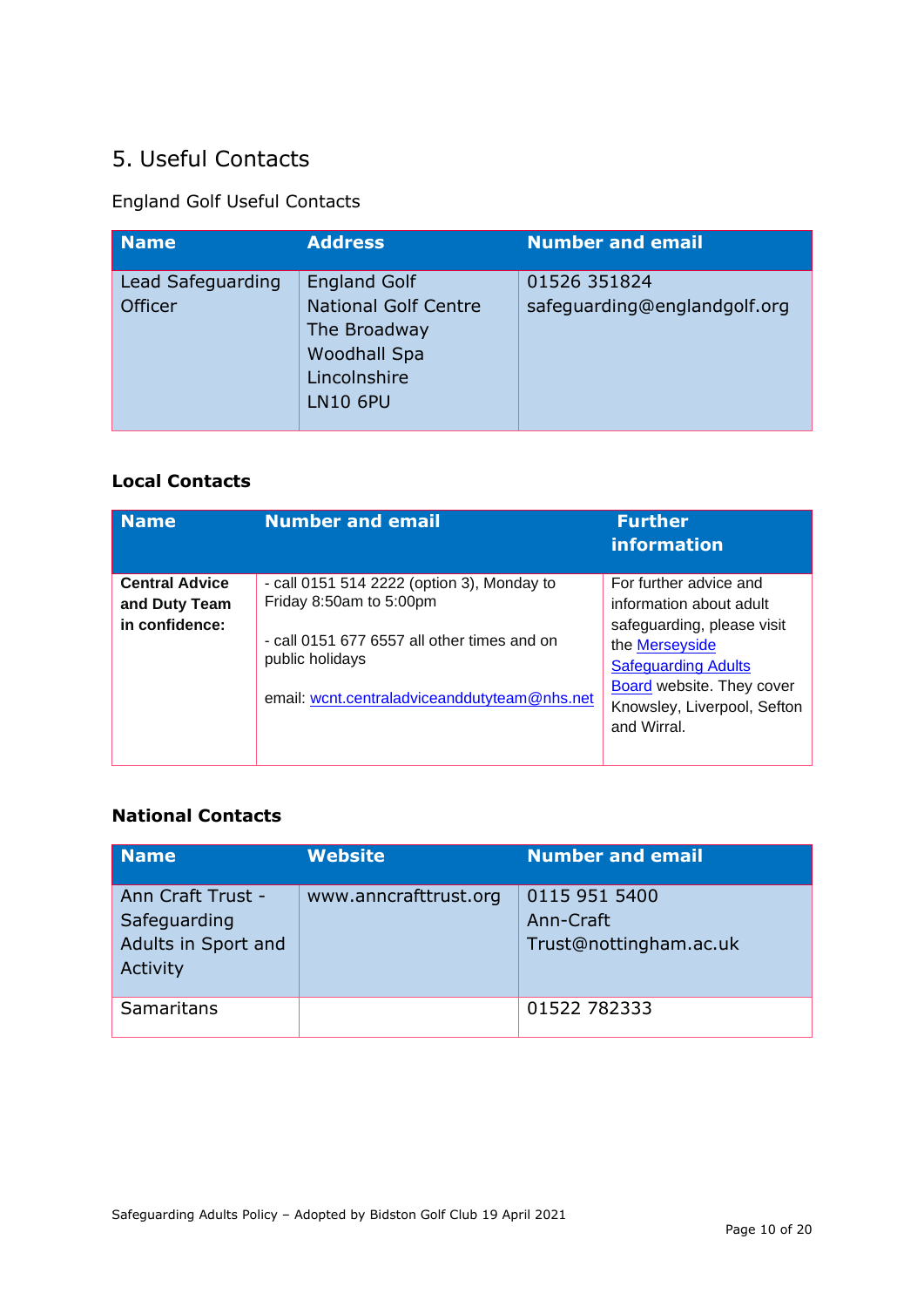## 5. Useful Contacts

England Golf Useful Contacts

| Name | Address | Number and email |
|---|---|---|
| Lead Safeguarding Officer | England Golf<br>National Golf Centre<br>The Broadway<br>Woodhall Spa<br>Lincolnshire<br>LN10 6PU | 01526 351824<br>safeguarding@englandgolf.org |

### Local Contacts

| Name | Number and email | Further information |
|---|---|---|
| **Central Advice and Duty Team in confidence:** | - call 0151 514 2222 (option 3), Monday to Friday 8:50am to 5:00pm<br><br>- call 0151 677 6557 all other times and on public holidays<br><br>email: wcnt.centraladviceanddutyteam@nhs.net | For further advice and information about adult safeguarding, please visit the Merseyside Safeguarding Adults Board website. They cover Knowsley, Liverpool, Sefton and Wirral. |

### National Contacts

| Name | Website | Number and email |
|---|---|---|
| Ann Craft Trust - Safeguarding Adults in Sport and Activity | www.anncrafttrust.org | 0115 951 5400<br>Ann-Craft Trust@nottingham.ac.uk |
| Samaritans | | 01522 782333 |

Safeguarding Adults Policy – Adopted by Bidston Golf Club 19 April 2021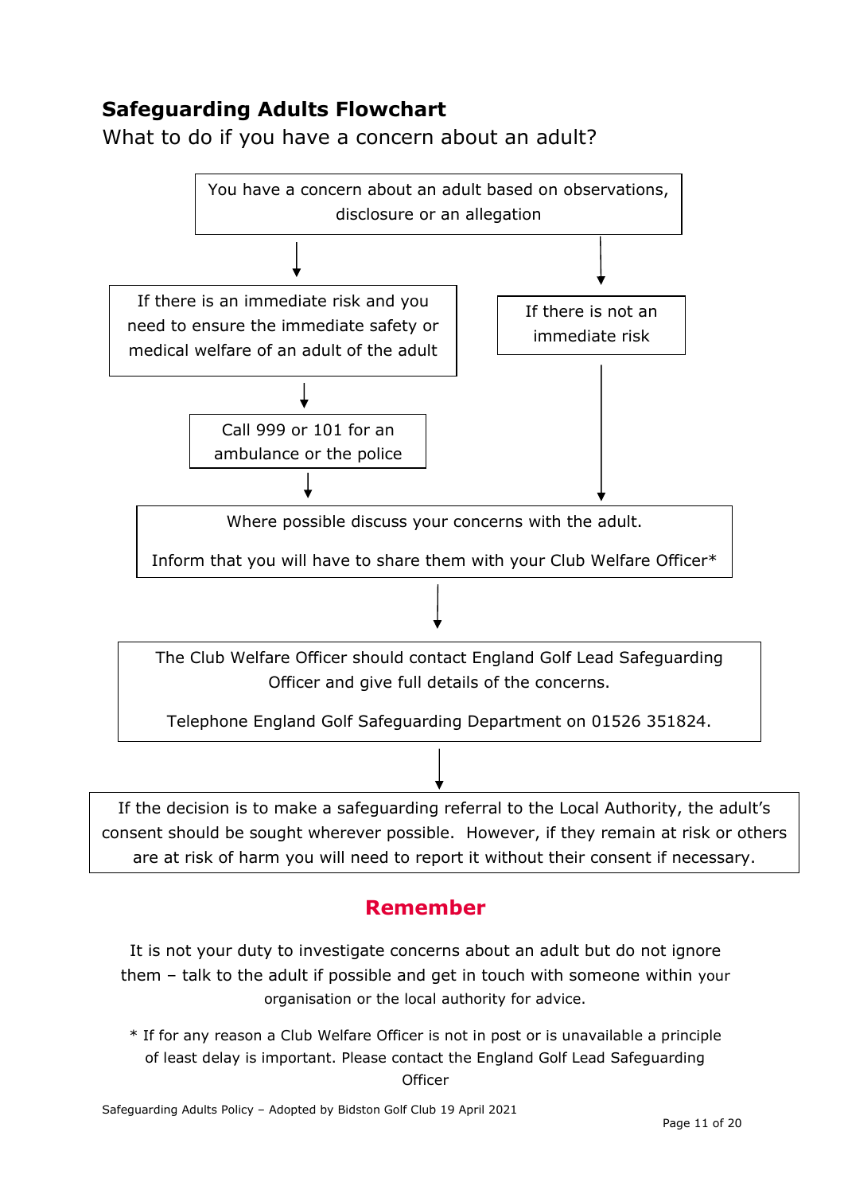## Safeguarding Adults Flowchart

What to do if you have a concern about an adult?

You have a concern about an adult based on observations, disclosure or an allegation

If there is an immediate risk and you need to ensure the immediate safety or medical welfare of an adult of the adult

Call 999 or 101 for an ambulance or the police

If there is not an immediate risk

Where possible discuss your concerns with the adult.

Inform that you will have to share them with your Club Welfare Officer*

The Club Welfare Officer should contact England Golf Lead Safeguarding Officer and give full details of the concerns.

Telephone England Golf Safeguarding Department on 01526 351824.

If the decision is to make a safeguarding referral to the Local Authority, the adult's consent should be sought wherever possible. However, if they remain at risk or others are at risk of harm you will need to report it without their consent if necessary.

## Remember

It is not your duty to investigate concerns about an adult but do not ignore them – talk to the adult if possible and get in touch with someone within your organisation or the local authority for advice.

* If for any reason a Club Welfare Officer is not in post or is unavailable a principle of least delay is important. Please contact the England Golf Lead Safeguarding Officer

Safeguarding Adults Policy – Adopted by Bidston Golf Club 19 April 2021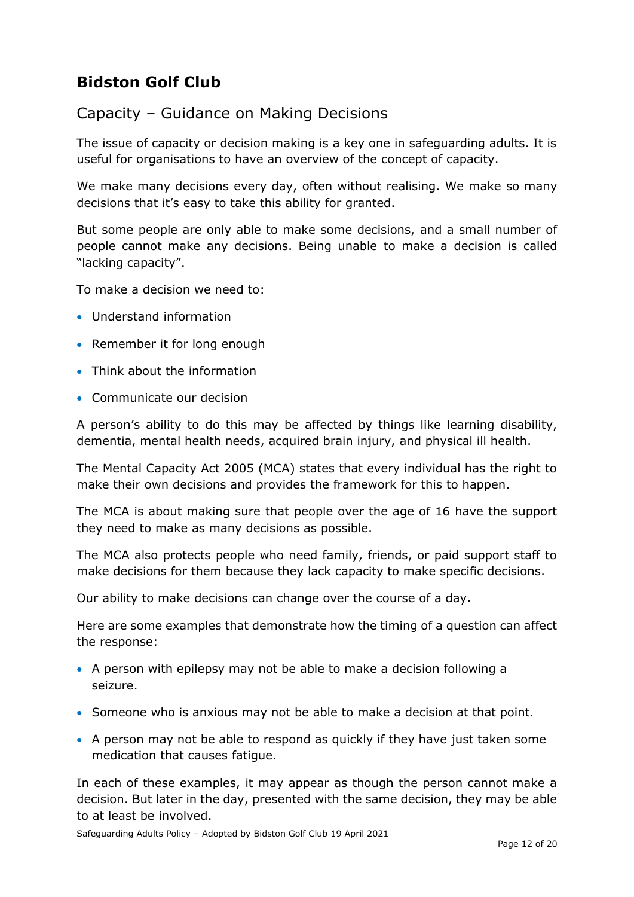# Bidston Golf Club

## Capacity – Guidance on Making Decisions

The issue of capacity or decision making is a key one in safeguarding adults. It is useful for organisations to have an overview of the concept of capacity.

We make many decisions every day, often without realising. We make so many decisions that it's easy to take this ability for granted.

But some people are only able to make some decisions, and a small number of people cannot make any decisions. Being unable to make a decision is called "lacking capacity".

To make a decision we need to:

- Understand information
- Remember it for long enough
- Think about the information
- Communicate our decision

A person's ability to do this may be affected by things like learning disability, dementia, mental health needs, acquired brain injury, and physical ill health.

The Mental Capacity Act 2005 (MCA) states that every individual has the right to make their own decisions and provides the framework for this to happen.

The MCA is about making sure that people over the age of 16 have the support they need to make as many decisions as possible.

The MCA also protects people who need family, friends, or paid support staff to make decisions for them because they lack capacity to make specific decisions.

Our ability to make decisions can change over the course of a day**.**

Here are some examples that demonstrate how the timing of a question can affect the response:

- A person with epilepsy may not be able to make a decision following a seizure.
- Someone who is anxious may not be able to make a decision at that point.
- A person may not be able to respond as quickly if they have just taken some medication that causes fatigue.

In each of these examples, it may appear as though the person cannot make a decision. But later in the day, presented with the same decision, they may be able to at least be involved.

Safeguarding Adults Policy – Adopted by Bidston Golf Club 19 April 2021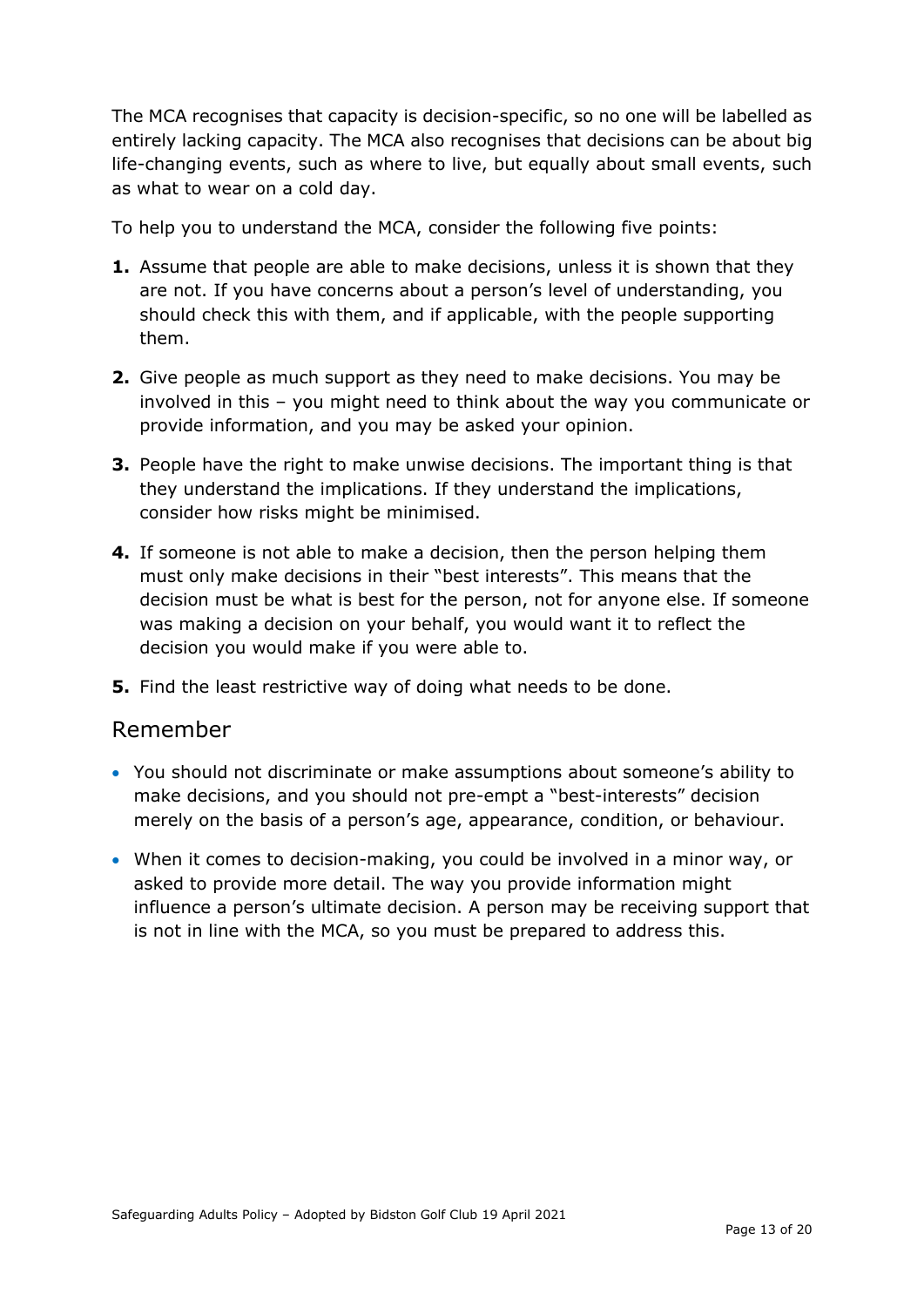The MCA recognises that capacity is decision-specific, so no one will be labelled as entirely lacking capacity. The MCA also recognises that decisions can be about big life-changing events, such as where to live, but equally about small events, such as what to wear on a cold day.

To help you to understand the MCA, consider the following five points:

1. Assume that people are able to make decisions, unless it is shown that they are not. If you have concerns about a person's level of understanding, you should check this with them, and if applicable, with the people supporting them.
2. Give people as much support as they need to make decisions. You may be involved in this – you might need to think about the way you communicate or provide information, and you may be asked your opinion.
3. People have the right to make unwise decisions. The important thing is that they understand the implications. If they understand the implications, consider how risks might be minimised.
4. If someone is not able to make a decision, then the person helping them must only make decisions in their "best interests". This means that the decision must be what is best for the person, not for anyone else. If someone was making a decision on your behalf, you would want it to reflect the decision you would make if you were able to.
5. Find the least restrictive way of doing what needs to be done.

## Remember

- You should not discriminate or make assumptions about someone's ability to make decisions, and you should not pre-empt a "best-interests" decision merely on the basis of a person's age, appearance, condition, or behaviour.
- When it comes to decision-making, you could be involved in a minor way, or asked to provide more detail. The way you provide information might influence a person's ultimate decision. A person may be receiving support that is not in line with the MCA, so you must be prepared to address this.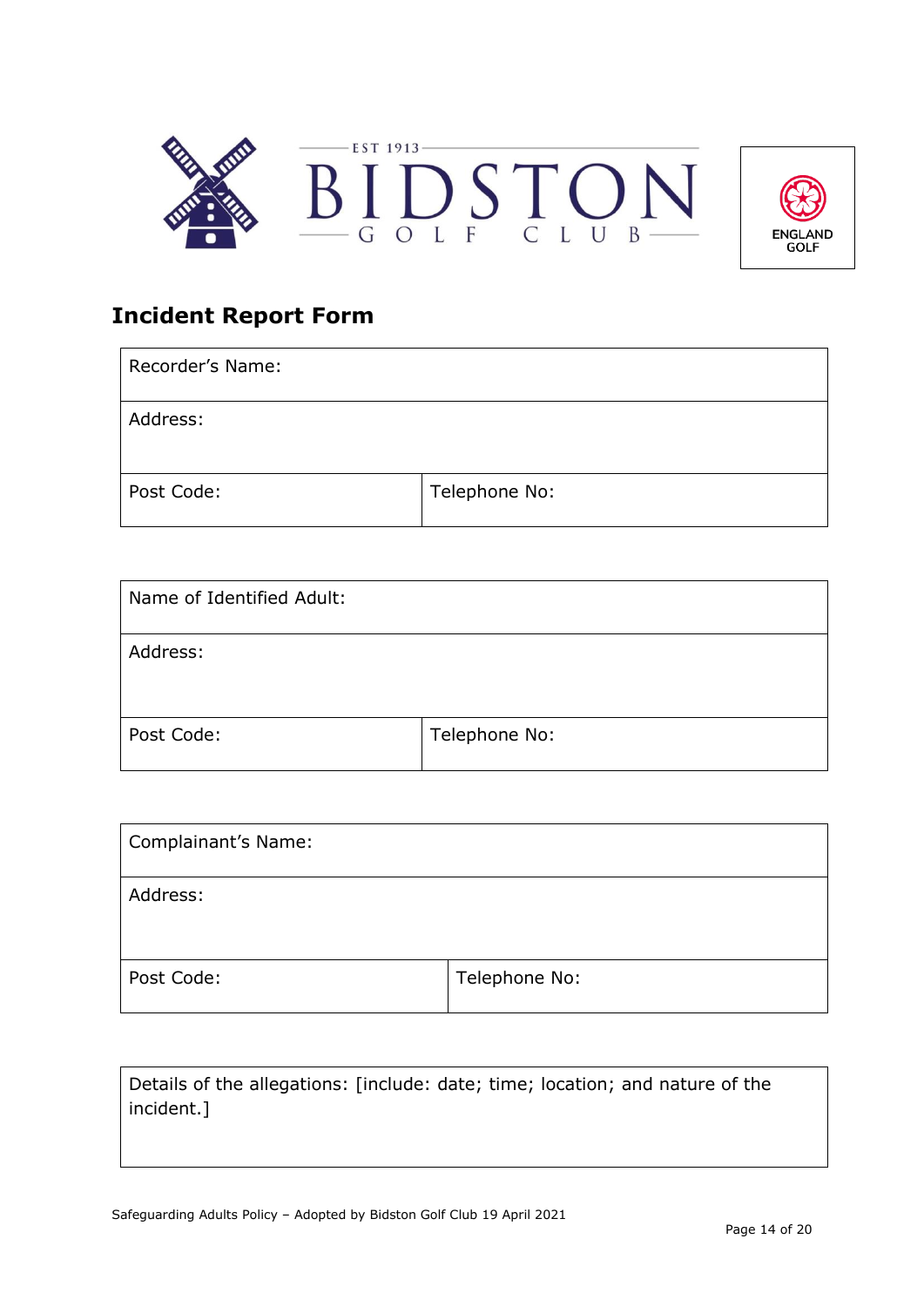# Incident Report Form

| | |
|---|---|
| Recorder's Name: | |
| Address: | |
| Post Code: | Telephone No: |

| | |
|---|---|
| Name of Identified Adult: | |
| Address: | |
| Post Code: | Telephone No: |

| | |
|---|---|
| Complainant's Name: | |
| Address: | |
| Post Code: | Telephone No: |

| |
|---|
| Details of the allegations: [include: date; time; location; and nature of the incident.] |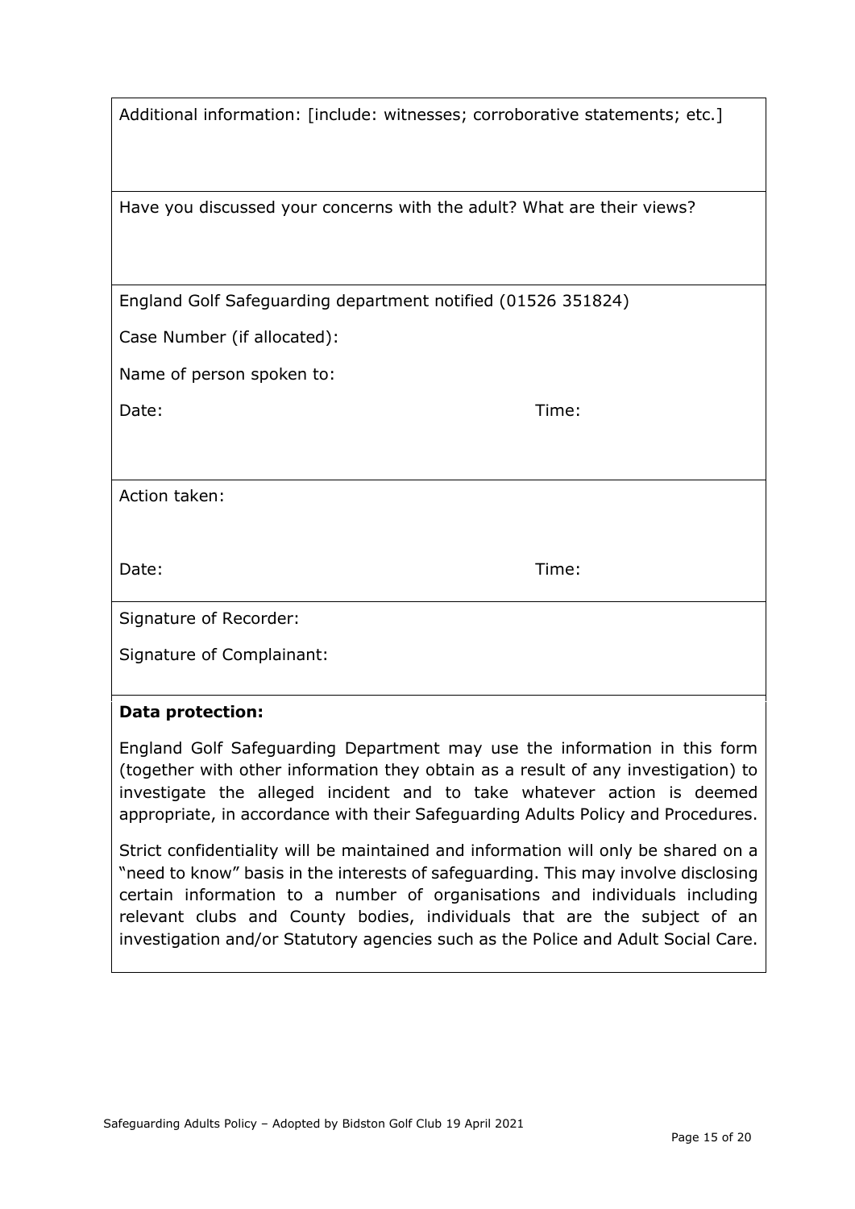Additional information: [include: witnesses; corroborative statements; etc.]

Have you discussed your concerns with the adult? What are their views?

England Golf Safeguarding department notified (01526 351824)

Case Number (if allocated):

Name of person spoken to:

Date: Time:

Action taken:

Date: Time:

Signature of Recorder:

Signature of Complainant:

**Data protection:**

England Golf Safeguarding Department may use the information in this form (together with other information they obtain as a result of any investigation) to investigate the alleged incident and to take whatever action is deemed appropriate, in accordance with their Safeguarding Adults Policy and Procedures.

Strict confidentiality will be maintained and information will only be shared on a "need to know" basis in the interests of safeguarding. This may involve disclosing certain information to a number of organisations and individuals including relevant clubs and County bodies, individuals that are the subject of an investigation and/or Statutory agencies such as the Police and Adult Social Care.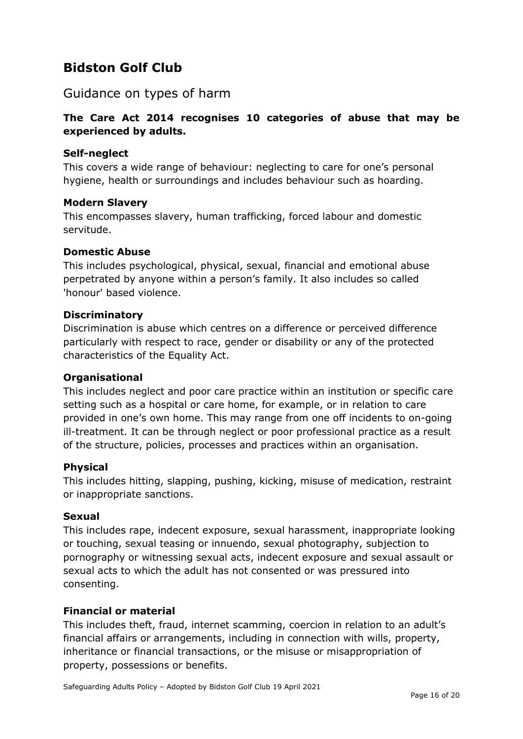# Bidston Golf Club

## Guidance on types of harm

**The Care Act 2014 recognises 10 categories of abuse that may be experienced by adults.**

**Self-neglect**
This covers a wide range of behaviour: neglecting to care for one's personal hygiene, health or surroundings and includes behaviour such as hoarding.

**Modern Slavery**
This encompasses slavery, human trafficking, forced labour and domestic servitude.

**Domestic Abuse**
This includes psychological, physical, sexual, financial and emotional abuse perpetrated by anyone within a person's family. It also includes so called 'honour' based violence.

**Discriminatory**
Discrimination is abuse which centres on a difference or perceived difference particularly with respect to race, gender or disability or any of the protected characteristics of the Equality Act.

**Organisational**
This includes neglect and poor care practice within an institution or specific care setting such as a hospital or care home, for example, or in relation to care provided in one's own home. This may range from one off incidents to on-going ill-treatment. It can be through neglect or poor professional practice as a result of the structure, policies, processes and practices within an organisation.

**Physical**
This includes hitting, slapping, pushing, kicking, misuse of medication, restraint or inappropriate sanctions.

**Sexual**
This includes rape, indecent exposure, sexual harassment, inappropriate looking or touching, sexual teasing or innuendo, sexual photography, subjection to pornography or witnessing sexual acts, indecent exposure and sexual assault or sexual acts to which the adult has not consented or was pressured into consenting.

**Financial or material**
This includes theft, fraud, internet scamming, coercion in relation to an adult's financial affairs or arrangements, including in connection with wills, property, inheritance or financial transactions, or the misuse or misappropriation of property, possessions or benefits.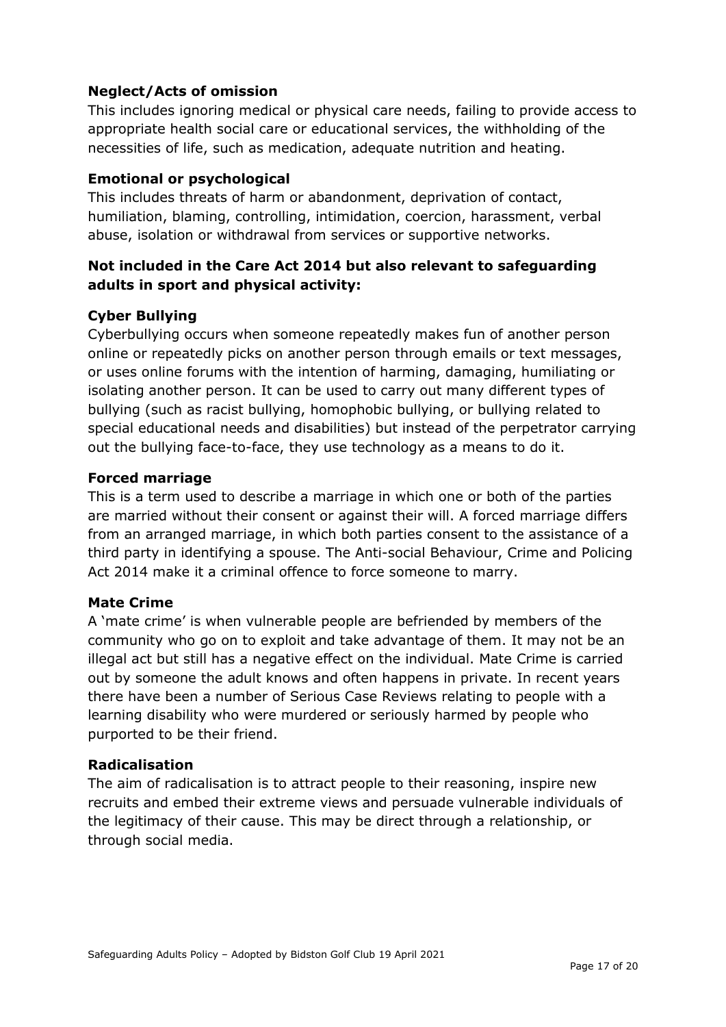### Neglect/Acts of omission

This includes ignoring medical or physical care needs, failing to provide access to appropriate health social care or educational services, the withholding of the necessities of life, such as medication, adequate nutrition and heating.

### Emotional or psychological

This includes threats of harm or abandonment, deprivation of contact, humiliation, blaming, controlling, intimidation, coercion, harassment, verbal abuse, isolation or withdrawal from services or supportive networks.

### Not included in the Care Act 2014 but also relevant to safeguarding adults in sport and physical activity:

### Cyber Bullying

Cyberbullying occurs when someone repeatedly makes fun of another person online or repeatedly picks on another person through emails or text messages, or uses online forums with the intention of harming, damaging, humiliating or isolating another person. It can be used to carry out many different types of bullying (such as racist bullying, homophobic bullying, or bullying related to special educational needs and disabilities) but instead of the perpetrator carrying out the bullying face-to-face, they use technology as a means to do it.

### Forced marriage

This is a term used to describe a marriage in which one or both of the parties are married without their consent or against their will. A forced marriage differs from an arranged marriage, in which both parties consent to the assistance of a third party in identifying a spouse. The Anti-social Behaviour, Crime and Policing Act 2014 make it a criminal offence to force someone to marry.

### Mate Crime

A 'mate crime' is when vulnerable people are befriended by members of the community who go on to exploit and take advantage of them. It may not be an illegal act but still has a negative effect on the individual. Mate Crime is carried out by someone the adult knows and often happens in private. In recent years there have been a number of Serious Case Reviews relating to people with a learning disability who were murdered or seriously harmed by people who purported to be their friend.

### Radicalisation

The aim of radicalisation is to attract people to their reasoning, inspire new recruits and embed their extreme views and persuade vulnerable individuals of the legitimacy of their cause. This may be direct through a relationship, or through social media.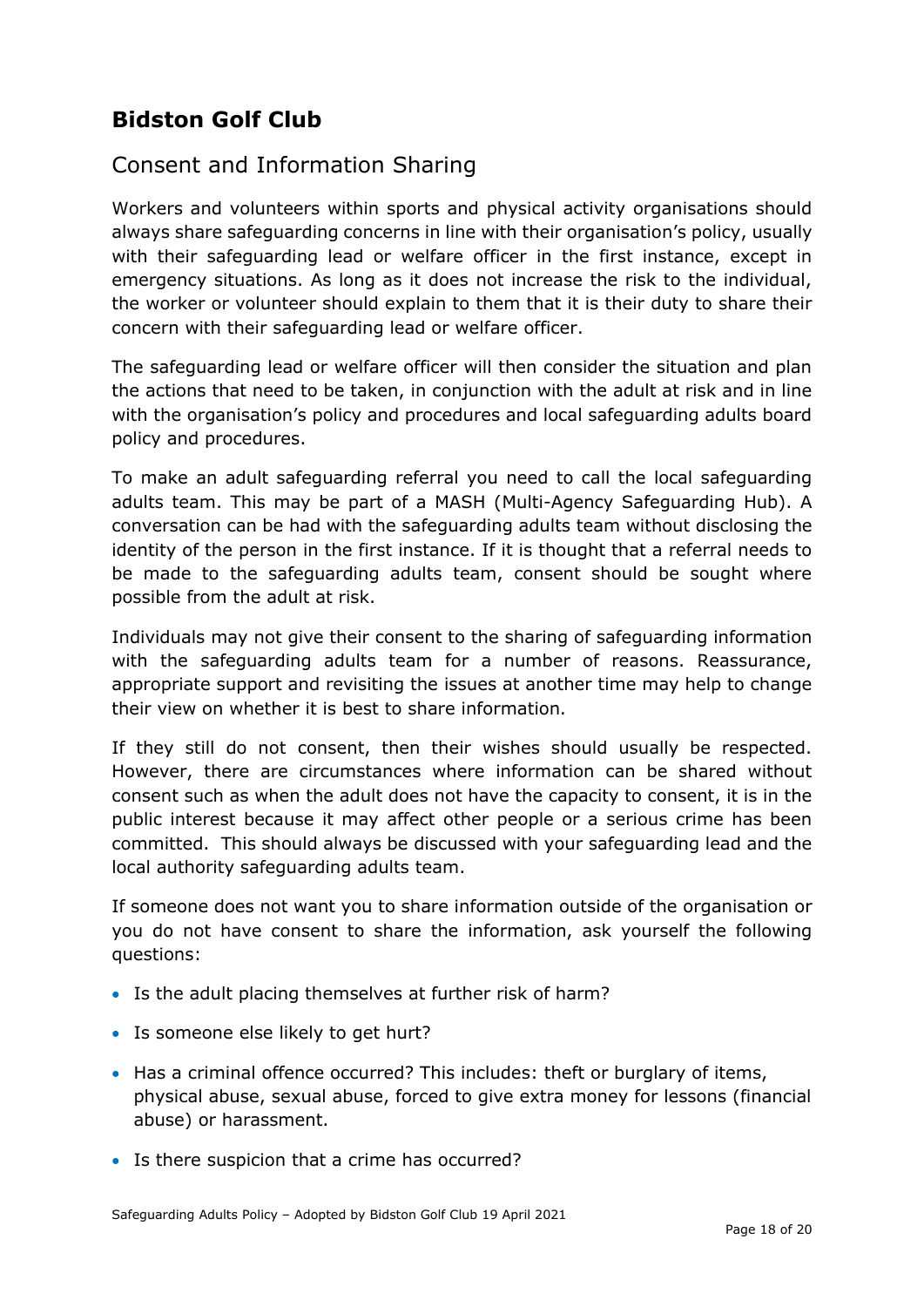## Bidston Golf Club

### Consent and Information Sharing

Workers and volunteers within sports and physical activity organisations should always share safeguarding concerns in line with their organisation's policy, usually with their safeguarding lead or welfare officer in the first instance, except in emergency situations. As long as it does not increase the risk to the individual, the worker or volunteer should explain to them that it is their duty to share their concern with their safeguarding lead or welfare officer.

The safeguarding lead or welfare officer will then consider the situation and plan the actions that need to be taken, in conjunction with the adult at risk and in line with the organisation's policy and procedures and local safeguarding adults board policy and procedures.

To make an adult safeguarding referral you need to call the local safeguarding adults team. This may be part of a MASH (Multi-Agency Safeguarding Hub). A conversation can be had with the safeguarding adults team without disclosing the identity of the person in the first instance. If it is thought that a referral needs to be made to the safeguarding adults team, consent should be sought where possible from the adult at risk.

Individuals may not give their consent to the sharing of safeguarding information with the safeguarding adults team for a number of reasons. Reassurance, appropriate support and revisiting the issues at another time may help to change their view on whether it is best to share information.

If they still do not consent, then their wishes should usually be respected. However, there are circumstances where information can be shared without consent such as when the adult does not have the capacity to consent, it is in the public interest because it may affect other people or a serious crime has been committed. This should always be discussed with your safeguarding lead and the local authority safeguarding adults team.

If someone does not want you to share information outside of the organisation or you do not have consent to share the information, ask yourself the following questions:

- Is the adult placing themselves at further risk of harm?
- Is someone else likely to get hurt?
- Has a criminal offence occurred? This includes: theft or burglary of items, physical abuse, sexual abuse, forced to give extra money for lessons (financial abuse) or harassment.
- Is there suspicion that a crime has occurred?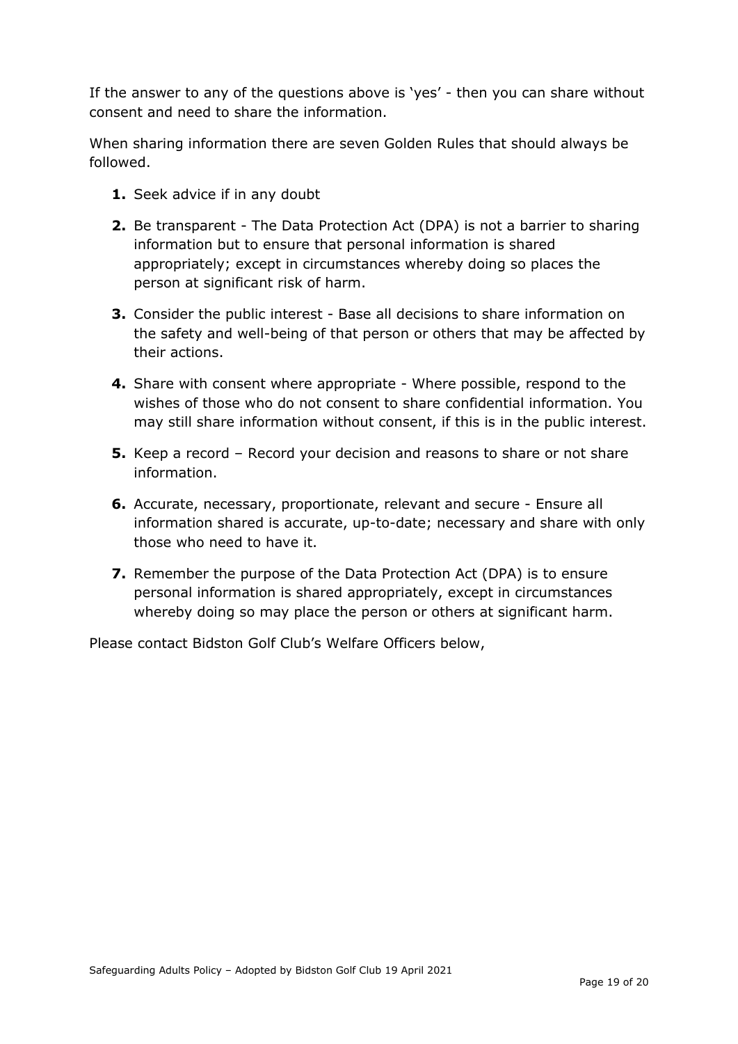If the answer to any of the questions above is 'yes' - then you can share without consent and need to share the information.

When sharing information there are seven Golden Rules that should always be followed.

1. Seek advice if in any doubt
2. Be transparent - The Data Protection Act (DPA) is not a barrier to sharing information but to ensure that personal information is shared appropriately; except in circumstances whereby doing so places the person at significant risk of harm.
3. Consider the public interest - Base all decisions to share information on the safety and well-being of that person or others that may be affected by their actions.
4. Share with consent where appropriate - Where possible, respond to the wishes of those who do not consent to share confidential information. You may still share information without consent, if this is in the public interest.
5. Keep a record – Record your decision and reasons to share or not share information.
6. Accurate, necessary, proportionate, relevant and secure - Ensure all information shared is accurate, up-to-date; necessary and share with only those who need to have it.
7. Remember the purpose of the Data Protection Act (DPA) is to ensure personal information is shared appropriately, except in circumstances whereby doing so may place the person or others at significant harm.

Please contact Bidston Golf Club's Welfare Officers below,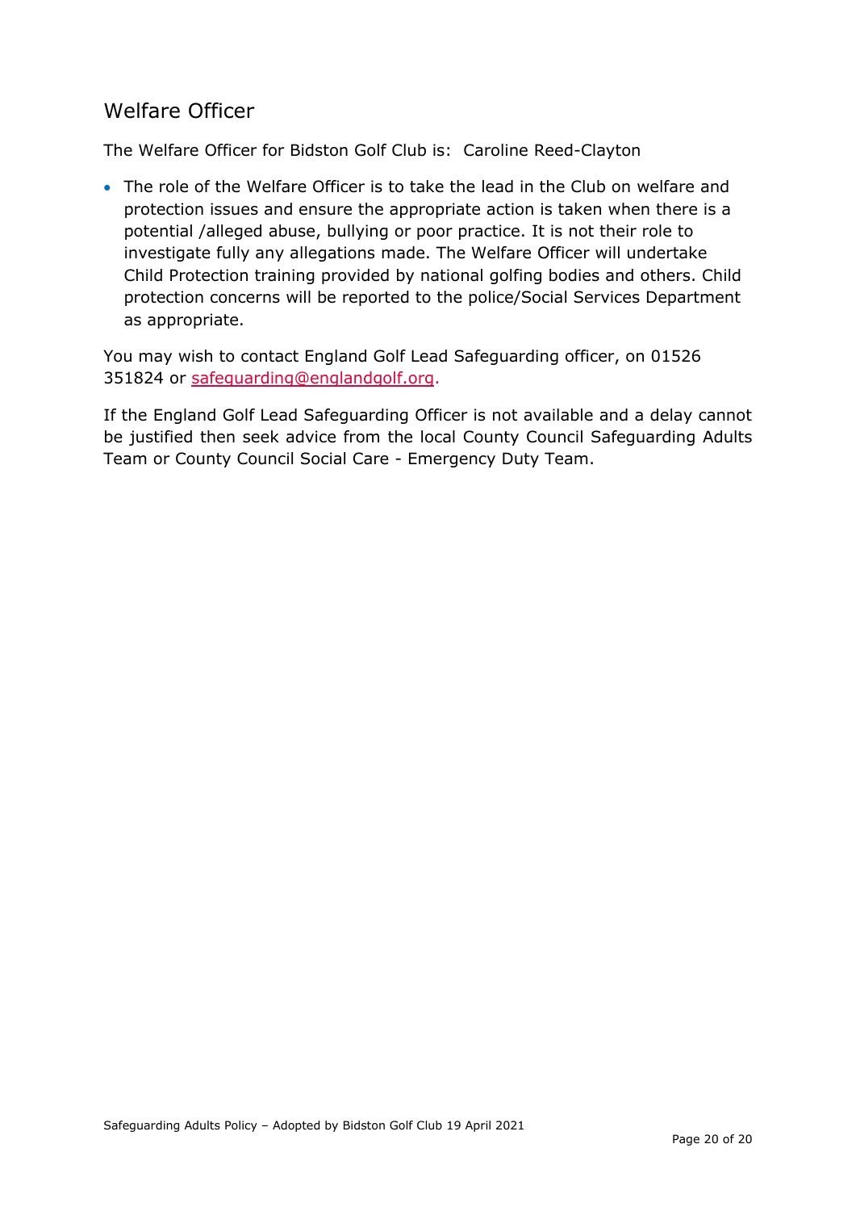## Welfare Officer

The Welfare Officer for Bidston Golf Club is: Caroline Reed-Clayton

- The role of the Welfare Officer is to take the lead in the Club on welfare and protection issues and ensure the appropriate action is taken when there is a potential /alleged abuse, bullying or poor practice. It is not their role to investigate fully any allegations made. The Welfare Officer will undertake Child Protection training provided by national golfing bodies and others. Child protection concerns will be reported to the police/Social Services Department as appropriate.

You may wish to contact England Golf Lead Safeguarding officer, on 01526 351824 or safeguarding@englandgolf.org.

If the England Golf Lead Safeguarding Officer is not available and a delay cannot be justified then seek advice from the local County Council Safeguarding Adults Team or County Council Social Care - Emergency Duty Team.